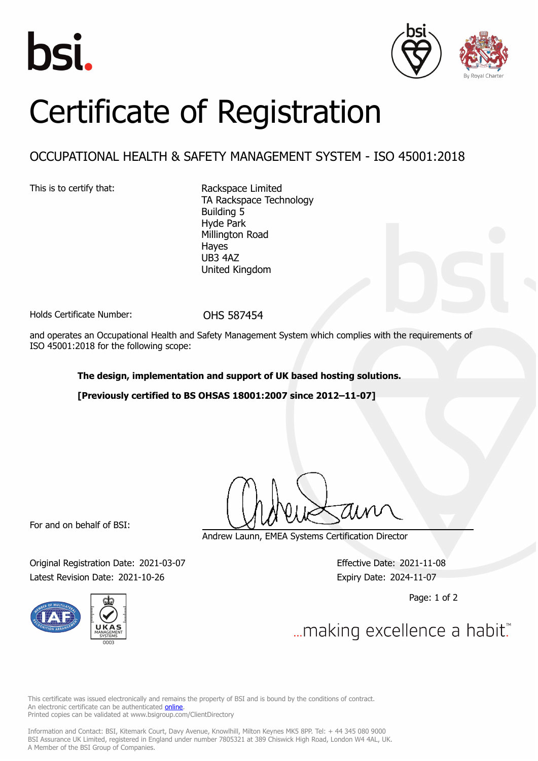# Certificate of Registration

## OCCUPATIONAL HEALTH & SAFETY MANAGEMENT SYSTEM - ISO 45001:2018

This is to certify that:

Rackspace Limited
TA Rackspace Technology
Building 5
Hyde Park
Millington Road
Hayes
UB3 4AZ
United Kingdom

Holds Certificate Number: OHS 587454

and operates an Occupational Health and Safety Management System which complies with the requirements of ISO 45001:2018 for the following scope:

**The design, implementation and support of UK based hosting solutions.**

**[Previously certified to BS OHSAS 18001:2007 since 2012–11-07]**

For and on behalf of BSI:

Andrew Launn, EMEA Systems Certification Director

Original Registration Date: 2021-03-07
Latest Revision Date: 2021-10-26

Effective Date: 2021-11-08
Expiry Date: 2024-11-07

...making excellence a habit.™

This certificate was issued electronically and remains the property of BSI and is bound by the conditions of contract.
An electronic certificate can be authenticated online.
Printed copies can be validated at www.bsigroup.com/ClientDirectory

Information and Contact: BSI, Kitemark Court, Davy Avenue, Knowlhill, Milton Keynes MK5 8PP. Tel: + 44 345 080 9000
BSI Assurance UK Limited, registered in England under number 7805321 at 389 Chiswick High Road, London W4 4AL, UK.
A Member of the BSI Group of Companies.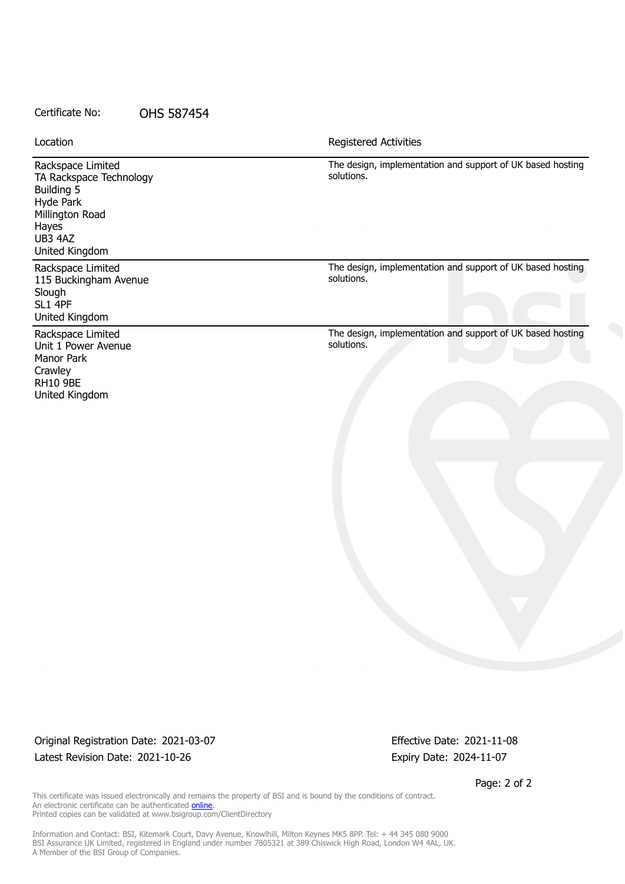Certificate No: OHS 587454

| Location | Registered Activities |
|---|---|
| Rackspace Limited<br>TA Rackspace Technology<br>Building 5<br>Hyde Park<br>Millington Road<br>Hayes<br>UB3 4AZ<br>United Kingdom | The design, implementation and support of UK based hosting solutions. |
| Rackspace Limited<br>115 Buckingham Avenue<br>Slough<br>SL1 4PF<br>United Kingdom | The design, implementation and support of UK based hosting solutions. |
| Rackspace Limited<br>Unit 1 Power Avenue<br>Manor Park<br>Crawley<br>RH10 9BE<br>United Kingdom | The design, implementation and support of UK based hosting solutions. |

Original Registration Date: 2021-03-07

Latest Revision Date: 2021-10-26

Effective Date: 2021-11-08

Expiry Date: 2024-11-07

This certificate was issued electronically and remains the property of BSI and is bound by the conditions of contract.
An electronic certificate can be authenticated online.
Printed copies can be validated at www.bsigroup.com/ClientDirectory

Information and Contact: BSI, Kitemark Court, Davy Avenue, Knowlhill, Milton Keynes MK5 8PP. Tel: + 44 345 080 9000
BSI Assurance UK Limited, registered in England under number 7805321 at 389 Chiswick High Road, London W4 4AL, UK.
A Member of the BSI Group of Companies.